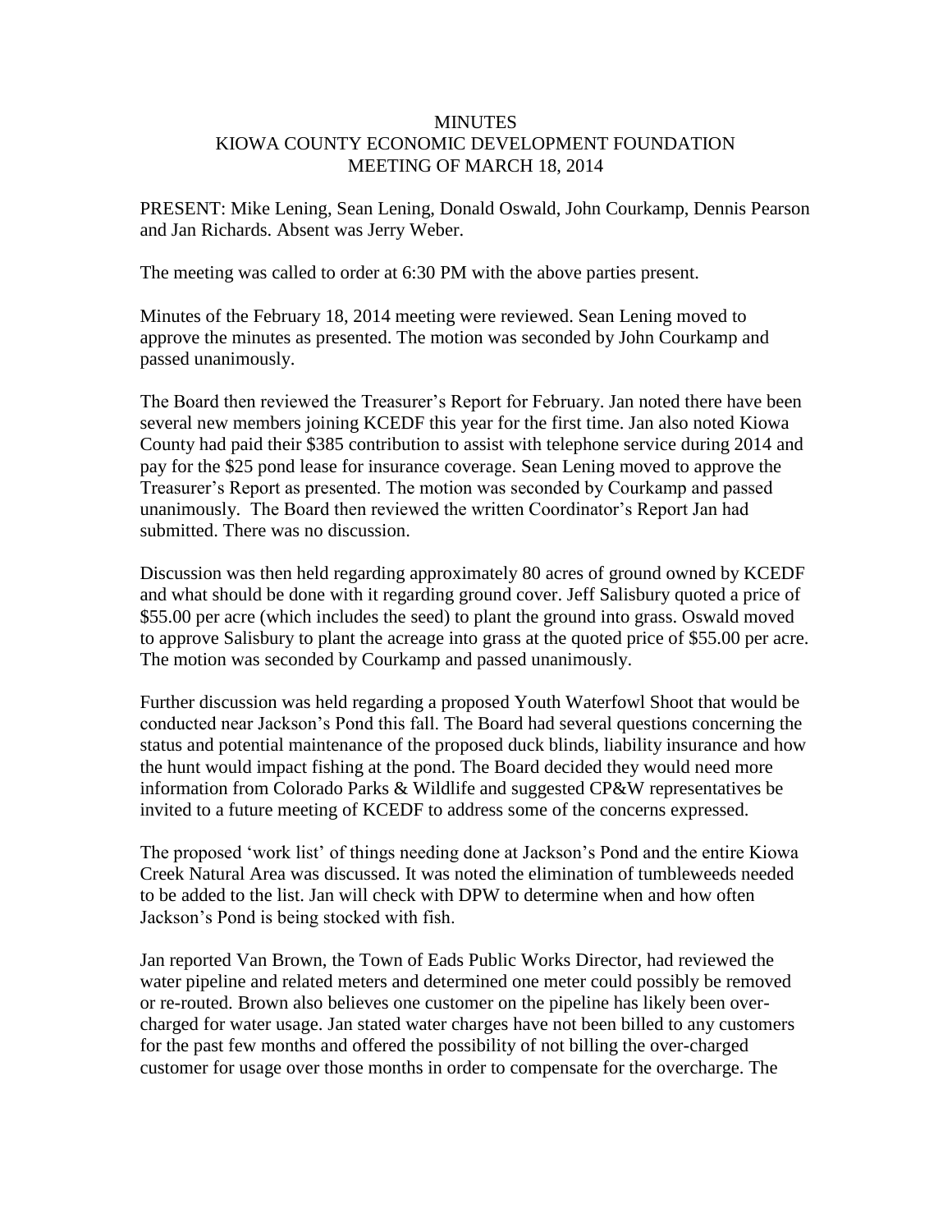# MINUTES
## KIOWA COUNTY ECONOMIC DEVELOPMENT FOUNDATION
## MEETING OF MARCH 18, 2014

PRESENT: Mike Lening, Sean Lening, Donald Oswald, John Courkamp, Dennis Pearson and Jan Richards. Absent was Jerry Weber.

The meeting was called to order at 6:30 PM with the above parties present.

Minutes of the February 18, 2014 meeting were reviewed. Sean Lening moved to approve the minutes as presented. The motion was seconded by John Courkamp and passed unanimously.

The Board then reviewed the Treasurer's Report for February. Jan noted there have been several new members joining KCEDF this year for the first time. Jan also noted Kiowa County had paid their $385 contribution to assist with telephone service during 2014 and pay for the $25 pond lease for insurance coverage. Sean Lening moved to approve the Treasurer's Report as presented. The motion was seconded by Courkamp and passed unanimously. The Board then reviewed the written Coordinator's Report Jan had submitted. There was no discussion.

Discussion was then held regarding approximately 80 acres of ground owned by KCEDF and what should be done with it regarding ground cover. Jeff Salisbury quoted a price of $55.00 per acre (which includes the seed) to plant the ground into grass. Oswald moved to approve Salisbury to plant the acreage into grass at the quoted price of $55.00 per acre. The motion was seconded by Courkamp and passed unanimously.

Further discussion was held regarding a proposed Youth Waterfowl Shoot that would be conducted near Jackson's Pond this fall. The Board had several questions concerning the status and potential maintenance of the proposed duck blinds, liability insurance and how the hunt would impact fishing at the pond. The Board decided they would need more information from Colorado Parks & Wildlife and suggested CP&W representatives be invited to a future meeting of KCEDF to address some of the concerns expressed.

The proposed 'work list' of things needing done at Jackson's Pond and the entire Kiowa Creek Natural Area was discussed. It was noted the elimination of tumbleweeds needed to be added to the list. Jan will check with DPW to determine when and how often Jackson's Pond is being stocked with fish.

Jan reported Van Brown, the Town of Eads Public Works Director, had reviewed the water pipeline and related meters and determined one meter could possibly be removed or re-routed. Brown also believes one customer on the pipeline has likely been over-charged for water usage. Jan stated water charges have not been billed to any customers for the past few months and offered the possibility of not billing the over-charged customer for usage over those months in order to compensate for the overcharge. The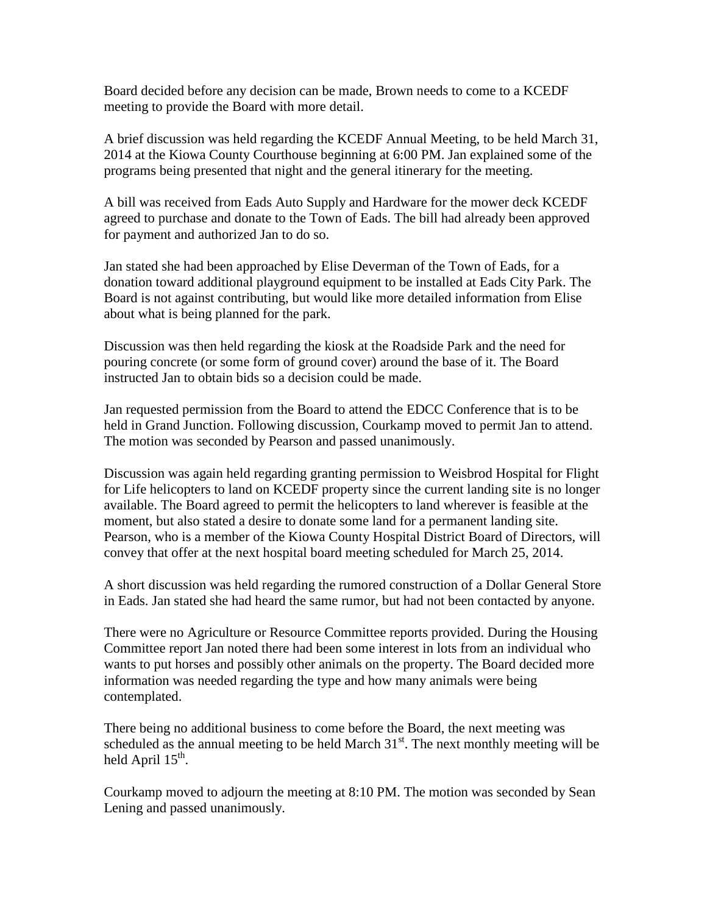Board decided before any decision can be made, Brown needs to come to a KCEDF meeting to provide the Board with more detail.

A brief discussion was held regarding the KCEDF Annual Meeting, to be held March 31, 2014 at the Kiowa County Courthouse beginning at 6:00 PM. Jan explained some of the programs being presented that night and the general itinerary for the meeting.

A bill was received from Eads Auto Supply and Hardware for the mower deck KCEDF agreed to purchase and donate to the Town of Eads. The bill had already been approved for payment and authorized Jan to do so.

Jan stated she had been approached by Elise Deverman of the Town of Eads, for a donation toward additional playground equipment to be installed at Eads City Park. The Board is not against contributing, but would like more detailed information from Elise about what is being planned for the park.

Discussion was then held regarding the kiosk at the Roadside Park and the need for pouring concrete (or some form of ground cover) around the base of it. The Board instructed Jan to obtain bids so a decision could be made.

Jan requested permission from the Board to attend the EDCC Conference that is to be held in Grand Junction. Following discussion, Courkamp moved to permit Jan to attend. The motion was seconded by Pearson and passed unanimously.

Discussion was again held regarding granting permission to Weisbrod Hospital for Flight for Life helicopters to land on KCEDF property since the current landing site is no longer available. The Board agreed to permit the helicopters to land wherever is feasible at the moment, but also stated a desire to donate some land for a permanent landing site. Pearson, who is a member of the Kiowa County Hospital District Board of Directors, will convey that offer at the next hospital board meeting scheduled for March 25, 2014.

A short discussion was held regarding the rumored construction of a Dollar General Store in Eads. Jan stated she had heard the same rumor, but had not been contacted by anyone.

There were no Agriculture or Resource Committee reports provided. During the Housing Committee report Jan noted there had been some interest in lots from an individual who wants to put horses and possibly other animals on the property. The Board decided more information was needed regarding the type and how many animals were being contemplated.

There being no additional business to come before the Board, the next meeting was scheduled as the annual meeting to be held March 31st. The next monthly meeting will be held April 15th.

Courkamp moved to adjourn the meeting at 8:10 PM. The motion was seconded by Sean Lening and passed unanimously.